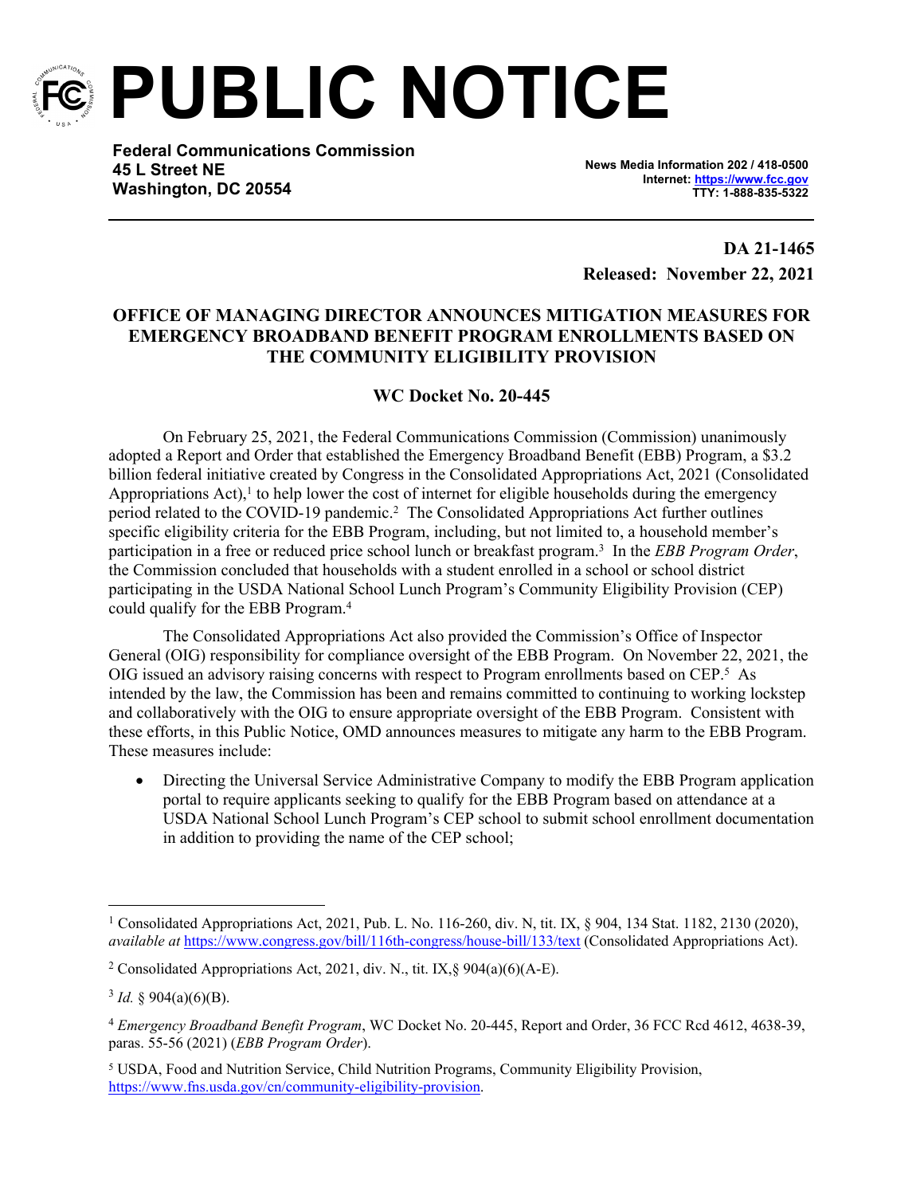# PUBLIC NOTICE

**Federal Communications Commission**
**45 L Street NE**
**Washington, DC 20554**

**News Media Information 202 / 418-0500**
**Internet: https://www.fcc.gov**
**TTY: 1-888-835-5322**

**DA 21-1465**
**Released: November 22, 2021**

## OFFICE OF MANAGING DIRECTOR ANNOUNCES MITIGATION MEASURES FOR EMERGENCY BROADBAND BENEFIT PROGRAM ENROLLMENTS BASED ON THE COMMUNITY ELIGIBILITY PROVISION

### WC Docket No. 20-445

On February 25, 2021, the Federal Communications Commission (Commission) unanimously adopted a Report and Order that established the Emergency Broadband Benefit (EBB) Program, a $3.2 billion federal initiative created by Congress in the Consolidated Appropriations Act, 2021 (Consolidated Appropriations Act),[1] to help lower the cost of internet for eligible households during the emergency period related to the COVID-19 pandemic.[2] The Consolidated Appropriations Act further outlines specific eligibility criteria for the EBB Program, including, but not limited to, a household member's participation in a free or reduced price school lunch or breakfast program.[3] In the *EBB Program Order*, the Commission concluded that households with a student enrolled in a school or school district participating in the USDA National School Lunch Program's Community Eligibility Provision (CEP) could qualify for the EBB Program.[4]

The Consolidated Appropriations Act also provided the Commission's Office of Inspector General (OIG) responsibility for compliance oversight of the EBB Program. On November 22, 2021, the OIG issued an advisory raising concerns with respect to Program enrollments based on CEP.[5] As intended by the law, the Commission has been and remains committed to continuing to working lockstep and collaboratively with the OIG to ensure appropriate oversight of the EBB Program. Consistent with these efforts, in this Public Notice, OMD announces measures to mitigate any harm to the EBB Program. These measures include:

- Directing the Universal Service Administrative Company to modify the EBB Program application portal to require applicants seeking to qualify for the EBB Program based on attendance at a USDA National School Lunch Program's CEP school to submit school enrollment documentation in addition to providing the name of the CEP school;

---

[1] Consolidated Appropriations Act, 2021, Pub. L. No. 116-260, div. N, tit. IX, § 904, 134 Stat. 1182, 2130 (2020), *available at* https://www.congress.gov/bill/116th-congress/house-bill/133/text (Consolidated Appropriations Act).

[2] Consolidated Appropriations Act, 2021, div. N., tit. IX,§ 904(a)(6)(A-E).

[3] *Id.* § 904(a)(6)(B).

[4] *Emergency Broadband Benefit Program*, WC Docket No. 20-445, Report and Order, 36 FCC Rcd 4612, 4638-39, paras. 55-56 (2021) (*EBB Program Order*).

[5] USDA, Food and Nutrition Service, Child Nutrition Programs, Community Eligibility Provision, https://www.fns.usda.gov/cn/community-eligibility-provision.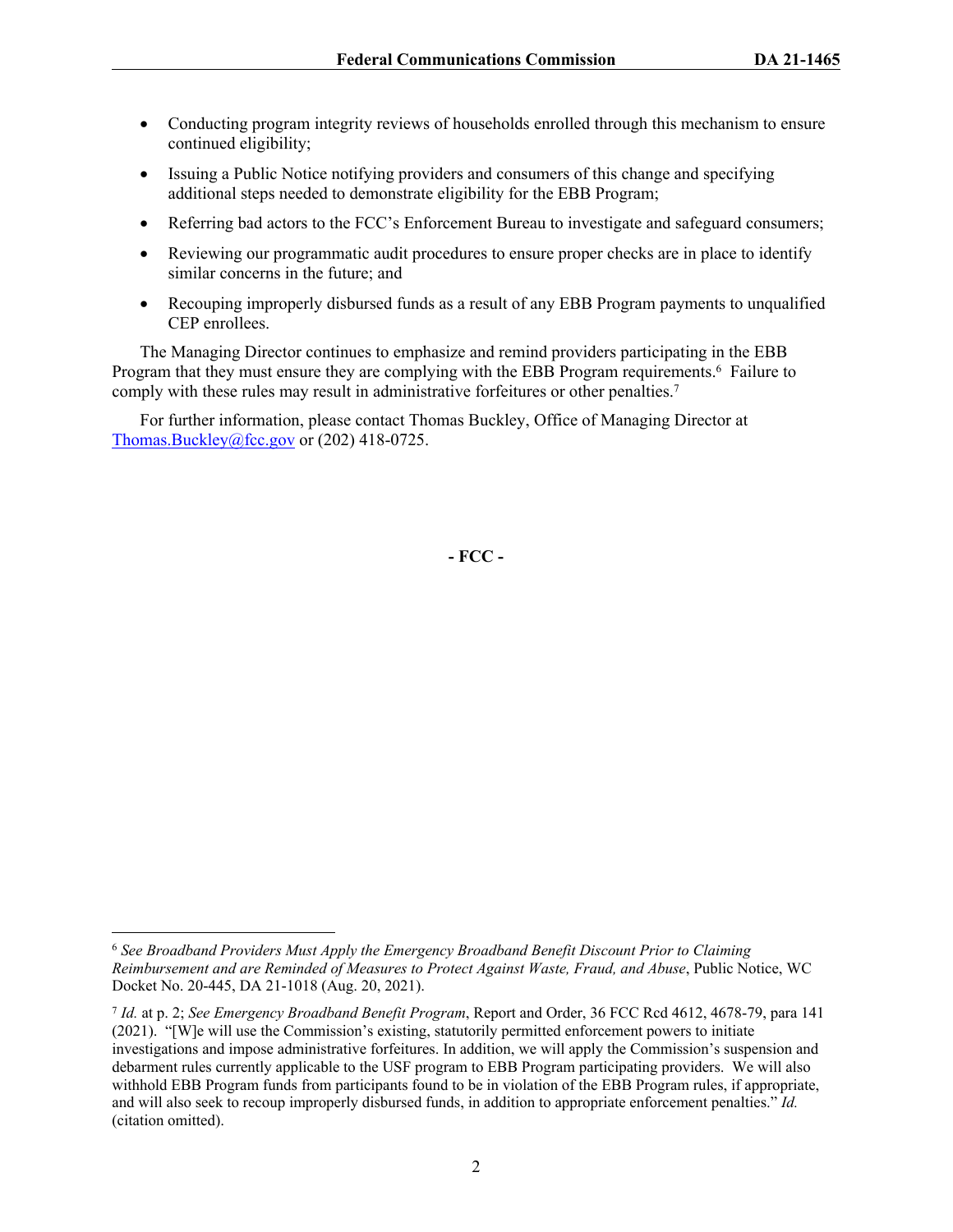- Conducting program integrity reviews of households enrolled through this mechanism to ensure continued eligibility;
- Issuing a Public Notice notifying providers and consumers of this change and specifying additional steps needed to demonstrate eligibility for the EBB Program;
- Referring bad actors to the FCC's Enforcement Bureau to investigate and safeguard consumers;
- Reviewing our programmatic audit procedures to ensure proper checks are in place to identify similar concerns in the future; and
- Recouping improperly disbursed funds as a result of any EBB Program payments to unqualified CEP enrollees.

The Managing Director continues to emphasize and remind providers participating in the EBB Program that they must ensure they are complying with the EBB Program requirements.[6] Failure to comply with these rules may result in administrative forfeitures or other penalties.[7]

For further information, please contact Thomas Buckley, Office of Managing Director at Thomas.Buckley@fcc.gov or (202) 418-0725.

**- FCC -**

[6] *See Broadband Providers Must Apply the Emergency Broadband Benefit Discount Prior to Claiming Reimbursement and are Reminded of Measures to Protect Against Waste, Fraud, and Abuse*, Public Notice, WC Docket No. 20-445, DA 21-1018 (Aug. 20, 2021).

[7] *Id.* at p. 2; *See Emergency Broadband Benefit Program*, Report and Order, 36 FCC Rcd 4612, 4678-79, para 141 (2021). "[W]e will use the Commission's existing, statutorily permitted enforcement powers to initiate investigations and impose administrative forfeitures. In addition, we will apply the Commission's suspension and debarment rules currently applicable to the USF program to EBB Program participating providers. We will also withhold EBB Program funds from participants found to be in violation of the EBB Program rules, if appropriate, and will also seek to recoup improperly disbursed funds, in addition to appropriate enforcement penalties." *Id.* (citation omitted).